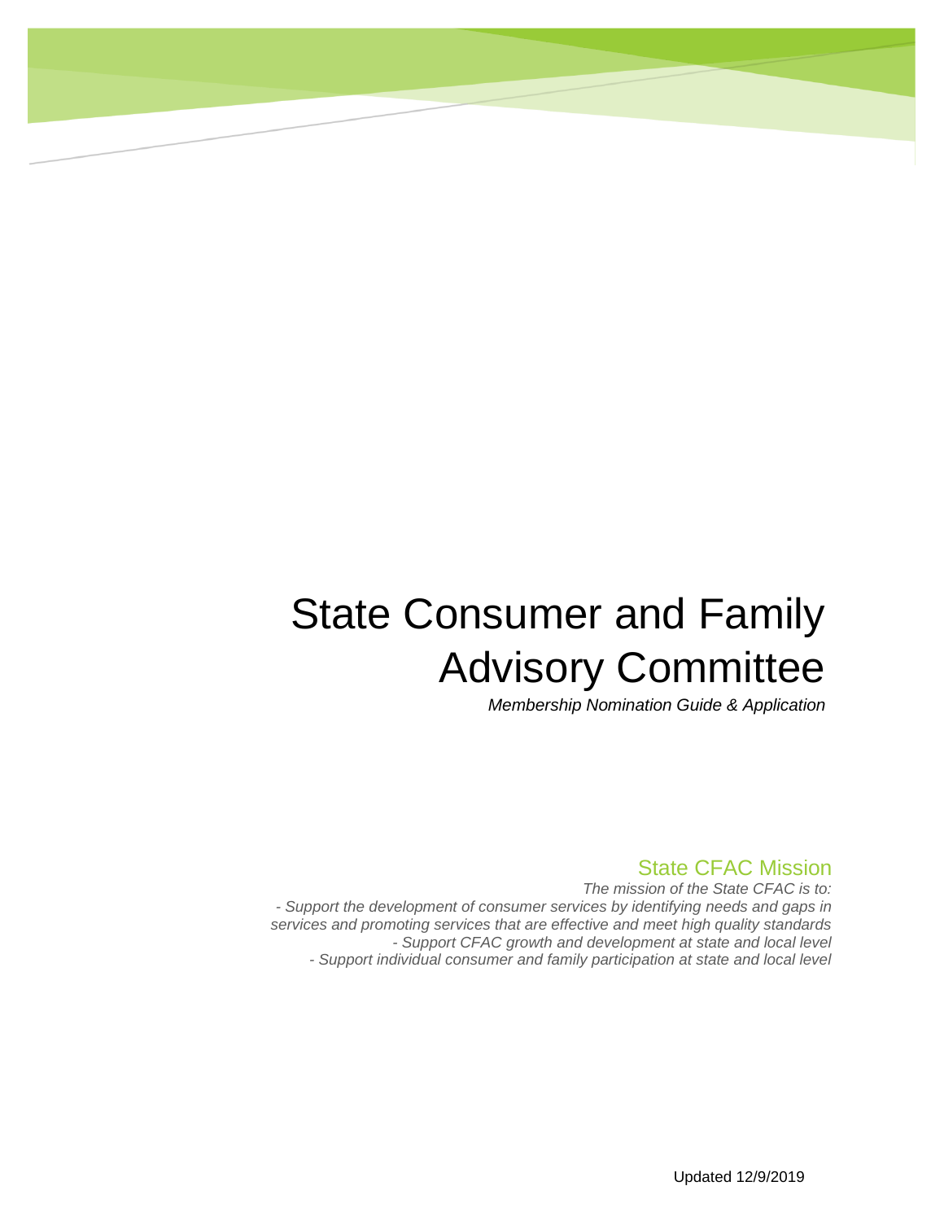# State Consumer and Family Advisory Committee

*Membership Nomination Guide & Application*

## State CFAC Mission

*The mission of the State CFAC is to:*

*- Support the development of consumer services by identifying needs and gaps in services and promoting services that are effective and meet high quality standards*

*- Support CFAC growth and development at state and local level*

*- Support individual consumer and family participation at state and local level*

Updated 12/9/2019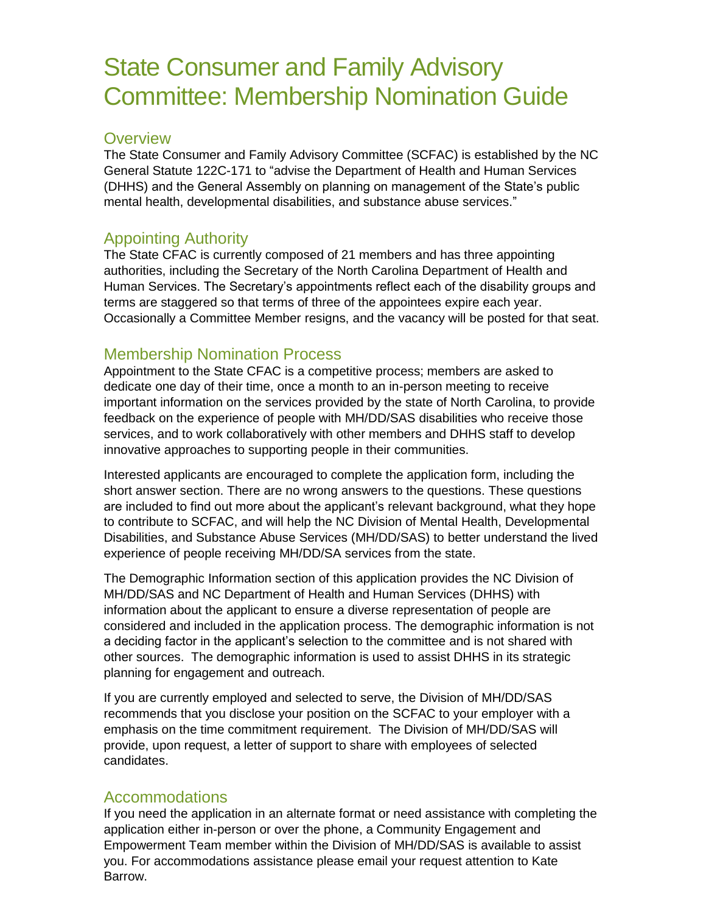# State Consumer and Family Advisory Committee: Membership Nomination Guide

## Overview

The State Consumer and Family Advisory Committee (SCFAC) is established by the NC General Statute 122C-171 to "advise the Department of Health and Human Services (DHHS) and the General Assembly on planning on management of the State's public mental health, developmental disabilities, and substance abuse services."

## Appointing Authority

The State CFAC is currently composed of 21 members and has three appointing authorities, including the Secretary of the North Carolina Department of Health and Human Services. The Secretary's appointments reflect each of the disability groups and terms are staggered so that terms of three of the appointees expire each year. Occasionally a Committee Member resigns, and the vacancy will be posted for that seat.

## Membership Nomination Process

Appointment to the State CFAC is a competitive process; members are asked to dedicate one day of their time, once a month to an in-person meeting to receive important information on the services provided by the state of North Carolina, to provide feedback on the experience of people with MH/DD/SAS disabilities who receive those services, and to work collaboratively with other members and DHHS staff to develop innovative approaches to supporting people in their communities.

Interested applicants are encouraged to complete the application form, including the short answer section. There are no wrong answers to the questions. These questions are included to find out more about the applicant's relevant background, what they hope to contribute to SCFAC, and will help the NC Division of Mental Health, Developmental Disabilities, and Substance Abuse Services (MH/DD/SAS) to better understand the lived experience of people receiving MH/DD/SA services from the state.

The Demographic Information section of this application provides the NC Division of MH/DD/SAS and NC Department of Health and Human Services (DHHS) with information about the applicant to ensure a diverse representation of people are considered and included in the application process. The demographic information is not a deciding factor in the applicant's selection to the committee and is not shared with other sources. The demographic information is used to assist DHHS in its strategic planning for engagement and outreach.

If you are currently employed and selected to serve, the Division of MH/DD/SAS recommends that you disclose your position on the SCFAC to your employer with a emphasis on the time commitment requirement. The Division of MH/DD/SAS will provide, upon request, a letter of support to share with employees of selected candidates.

## Accommodations

If you need the application in an alternate format or need assistance with completing the application either in-person or over the phone, a Community Engagement and Empowerment Team member within the Division of MH/DD/SAS is available to assist you. For accommodations assistance please email your request attention to Kate Barrow.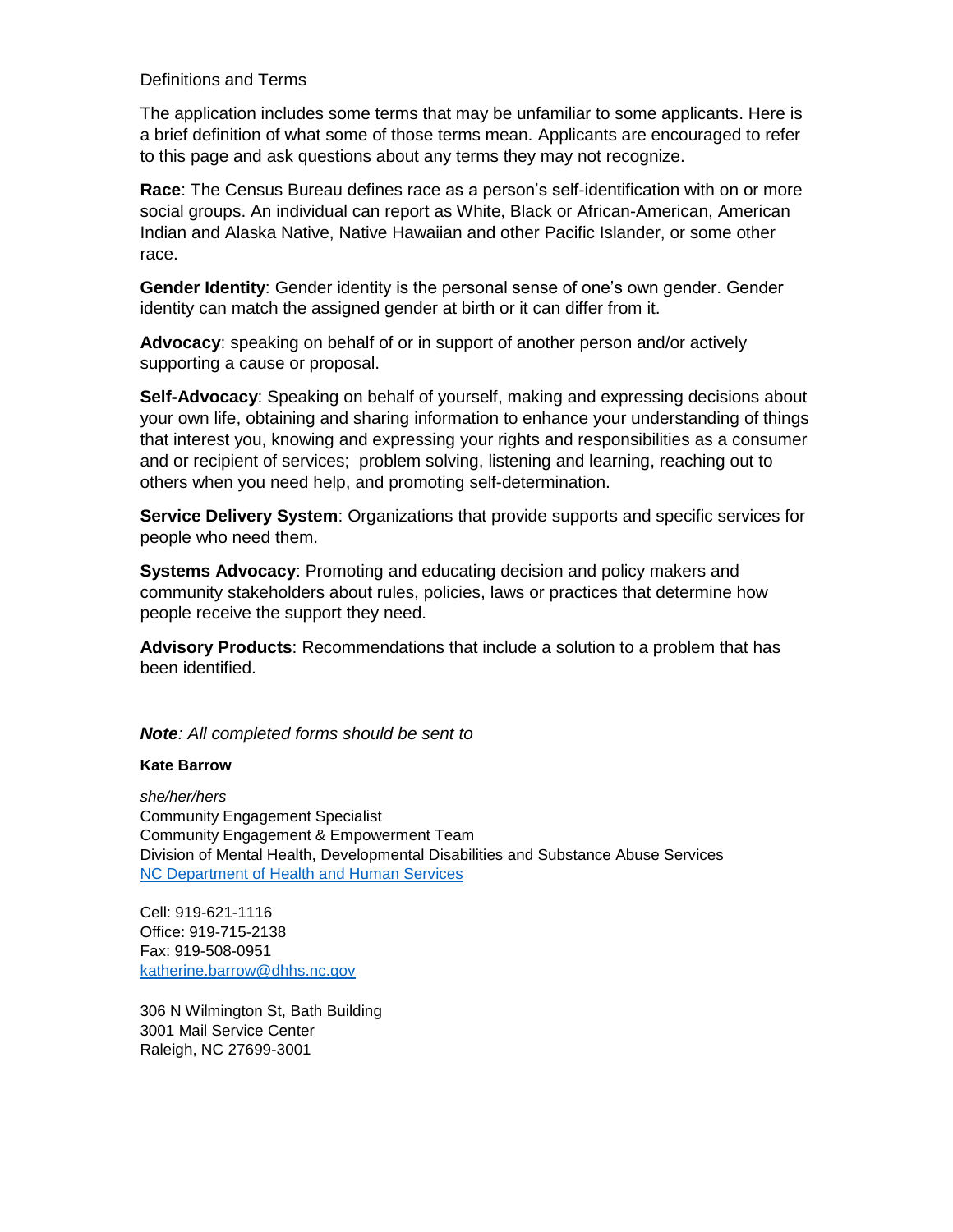Definitions and Terms

The application includes some terms that may be unfamiliar to some applicants. Here is a brief definition of what some of those terms mean. Applicants are encouraged to refer to this page and ask questions about any terms they may not recognize.

**Race**: The Census Bureau defines race as a person's self-identification with on or more social groups. An individual can report as White, Black or African-American, American Indian and Alaska Native, Native Hawaiian and other Pacific Islander, or some other race.

**Gender Identity**: Gender identity is the personal sense of one's own gender. Gender identity can match the assigned gender at birth or it can differ from it.

**Advocacy**: speaking on behalf of or in support of another person and/or actively supporting a cause or proposal.

**Self-Advocacy**: Speaking on behalf of yourself, making and expressing decisions about your own life, obtaining and sharing information to enhance your understanding of things that interest you, knowing and expressing your rights and responsibilities as a consumer and or recipient of services; problem solving, listening and learning, reaching out to others when you need help, and promoting self-determination.

**Service Delivery System**: Organizations that provide supports and specific services for people who need them.

**Systems Advocacy**: Promoting and educating decision and policy makers and community stakeholders about rules, policies, laws or practices that determine how people receive the support they need.

**Advisory Products**: Recommendations that include a solution to a problem that has been identified.

***Note**: All completed forms should be sent to*

**Kate Barrow**

*she/her/hers*
Community Engagement Specialist
Community Engagement & Empowerment Team
Division of Mental Health, Developmental Disabilities and Substance Abuse Services
NC Department of Health and Human Services

Cell: 919-621-1116
Office: 919-715-2138
Fax: 919-508-0951
katherine.barrow@dhhs.nc.gov

306 N Wilmington St, Bath Building
3001 Mail Service Center
Raleigh, NC 27699-3001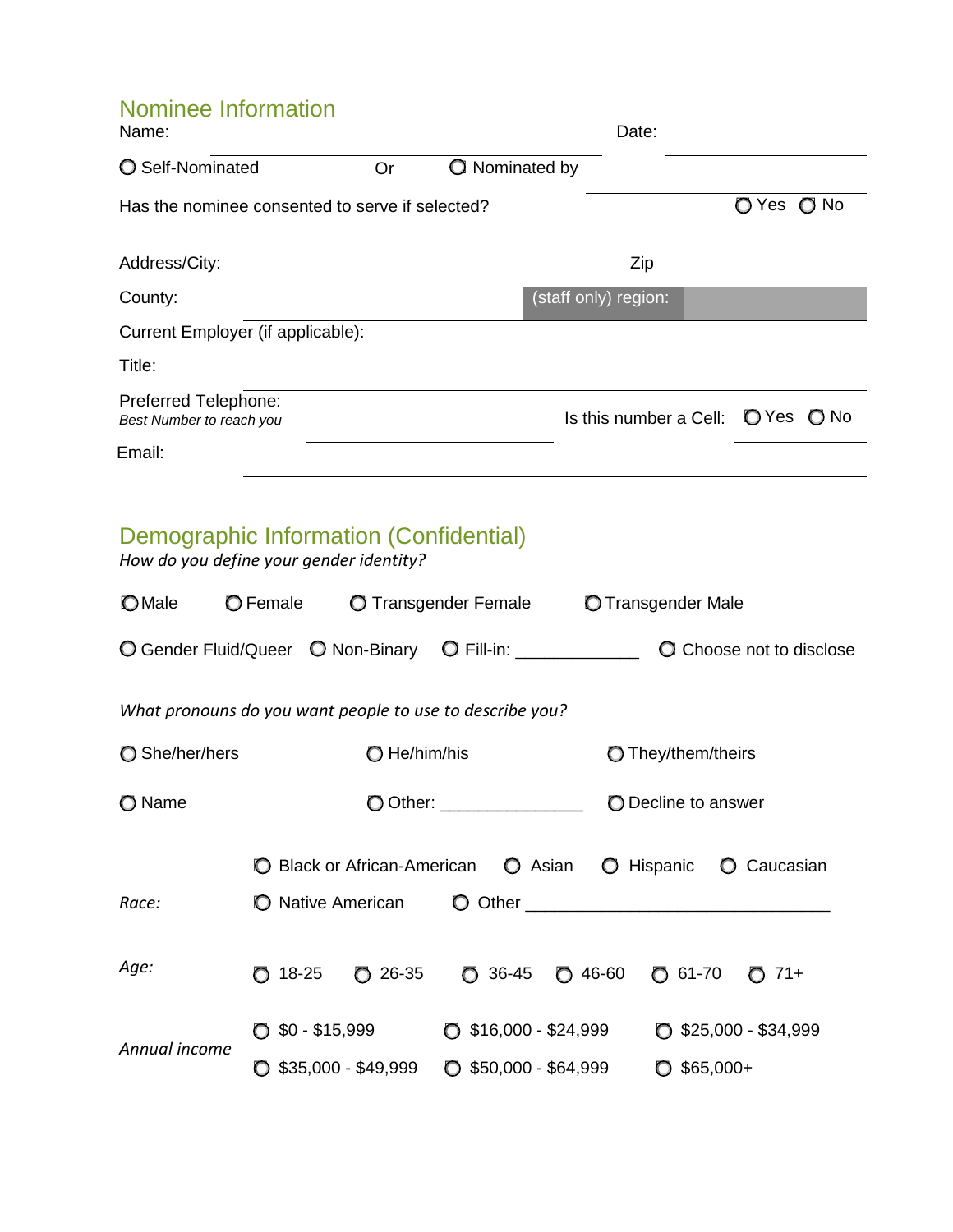## Nominee Information

Name: ______________________________ Date: ______________

○ Self-Nominated Or ○ Nominated by ______________

Has the nominee consented to serve if selected? ○ Yes ○ No

Address/City: ______________________________ Zip ______________

County: ______________________________ (staff only) region: ______________

Current Employer (if applicable): ______________________________

Title: ______________________________

Preferred Telephone: ______________________________ Is this number a Cell: ○ Yes ○ No
*Best Number to reach you*

Email: ______________________________

## Demographic Information (Confidential)

*How do you define your gender identity?*

○ Male ○ Female ○ Transgender Female ○ Transgender Male

○ Gender Fluid/Queer ○ Non-Binary ○ Fill-in: _____________ ○ Choose not to disclose

*What pronouns do you want people to use to describe you?*

○ She/her/hers ○ He/him/his ○ They/them/theirs

○ Name ○ Other: _______________ ○ Decline to answer

*Race:*

○ Black or African-American ○ Asian ○ Hispanic ○ Caucasian

○ Native American ○ Other _________________________________

*Age:*

○ 18-25 ○ 26-35 ○ 36-45 ○ 46-60 ○ 61-70 ○ 71+

*Annual income*

○ $0 - $15,999 ○ $16,000 - $24,999 ○ $25,000 - $34,999

○ $35,000 - $49,999 ○ $50,000 - $64,999 ○ $65,000+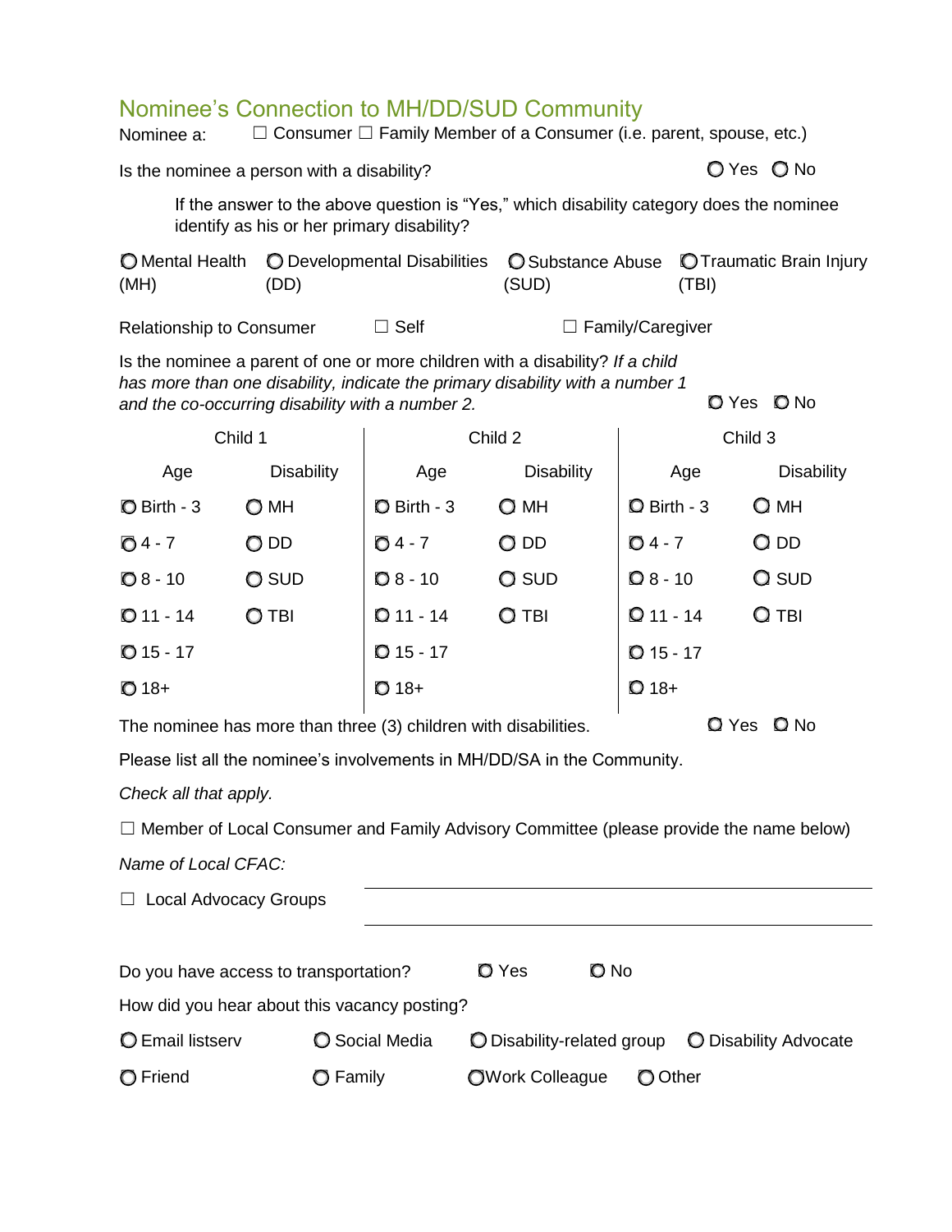## Nominee's Connection to MH/DD/SUD Community

Nominee a: ☐ Consumer ☐ Family Member of a Consumer (i.e. parent, spouse, etc.)

Is the nominee a person with a disability? ○ Yes ○ No

If the answer to the above question is "Yes," which disability category does the nominee identify as his or her primary disability?

○ Mental Health (MH) ○ Developmental Disabilities (DD) ○ Substance Abuse (SUD) ○ Traumatic Brain Injury (TBI)

Relationship to Consumer ☐ Self ☐ Family/Caregiver

Is the nominee a parent of one or more children with a disability? *If a child has more than one disability, indicate the primary disability with a number 1 and the co-occurring disability with a number 2.* ○ Yes ○ No

| Child 1 | | Child 2 | | Child 3 | |
|---|---|---|---|---|---|
| Age | Disability | Age | Disability | Age | Disability |
| ○ Birth - 3 | ○ MH | ○ Birth - 3 | ○ MH | ○ Birth - 3 | ○ MH |
| ○ 4 - 7 | ○ DD | ○ 4 - 7 | ○ DD | ○ 4 - 7 | ○ DD |
| ○ 8 - 10 | ○ SUD | ○ 8 - 10 | ○ SUD | ○ 8 - 10 | ○ SUD |
| ○ 11 - 14 | ○ TBI | ○ 11 - 14 | ○ TBI | ○ 11 - 14 | ○ TBI |
| ○ 15 - 17 | | ○ 15 - 17 | | ○ 15 - 17 | |
| ○ 18+ | | ○ 18+ | | ○ 18+ | |

The nominee has more than three (3) children with disabilities. ○ Yes ○ No

Please list all the nominee's involvements in MH/DD/SA in the Community.

*Check all that apply.*

☐ Member of Local Consumer and Family Advisory Committee (please provide the name below)

*Name of Local CFAC:* ______________________

☐ Local Advocacy Groups ______________________

Do you have access to transportation? ○ Yes ○ No

How did you hear about this vacancy posting?

○ Email listserv ○ Social Media ○ Disability-related group ○ Disability Advocate

○ Friend ○ Family ○ Work Colleague ○ Other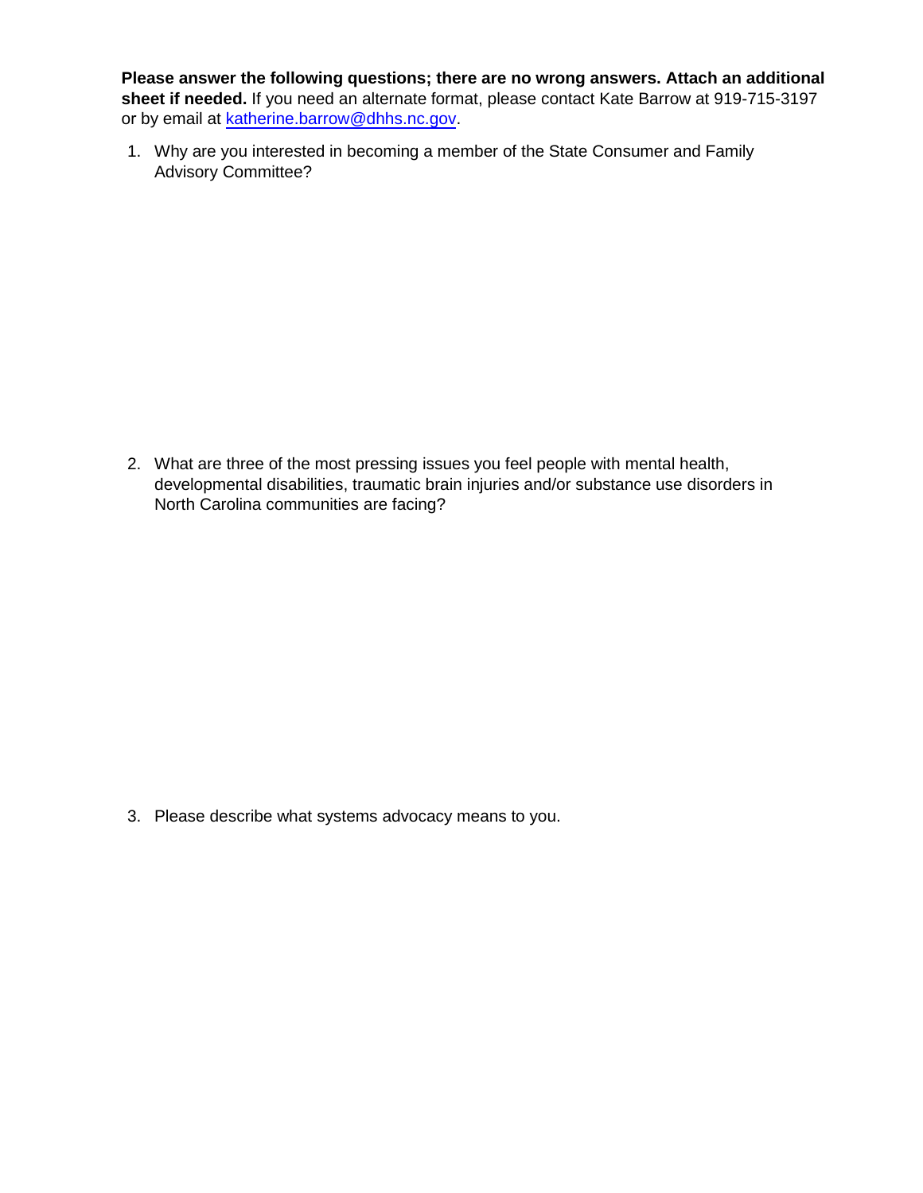**Please answer the following questions; there are no wrong answers. Attach an additional sheet if needed.** If you need an alternate format, please contact Kate Barrow at 919-715-3197 or by email at katherine.barrow@dhhs.nc.gov.

1. Why are you interested in becoming a member of the State Consumer and Family Advisory Committee?

2. What are three of the most pressing issues you feel people with mental health, developmental disabilities, traumatic brain injuries and/or substance use disorders in North Carolina communities are facing?

3. Please describe what systems advocacy means to you.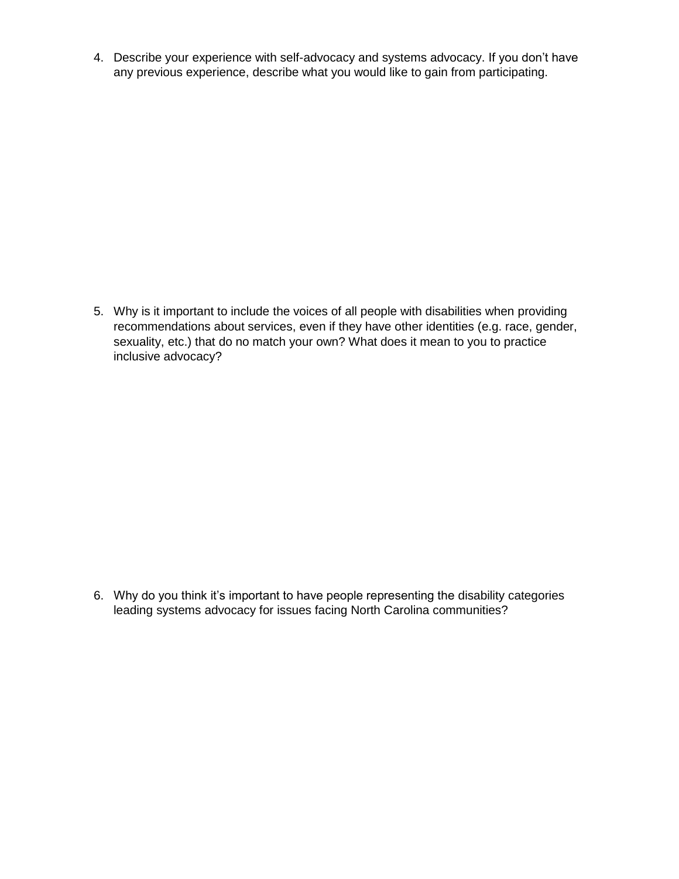4. Describe your experience with self-advocacy and systems advocacy. If you don't have any previous experience, describe what you would like to gain from participating.

5. Why is it important to include the voices of all people with disabilities when providing recommendations about services, even if they have other identities (e.g. race, gender, sexuality, etc.) that do no match your own? What does it mean to you to practice inclusive advocacy?

6. Why do you think it's important to have people representing the disability categories leading systems advocacy for issues facing North Carolina communities?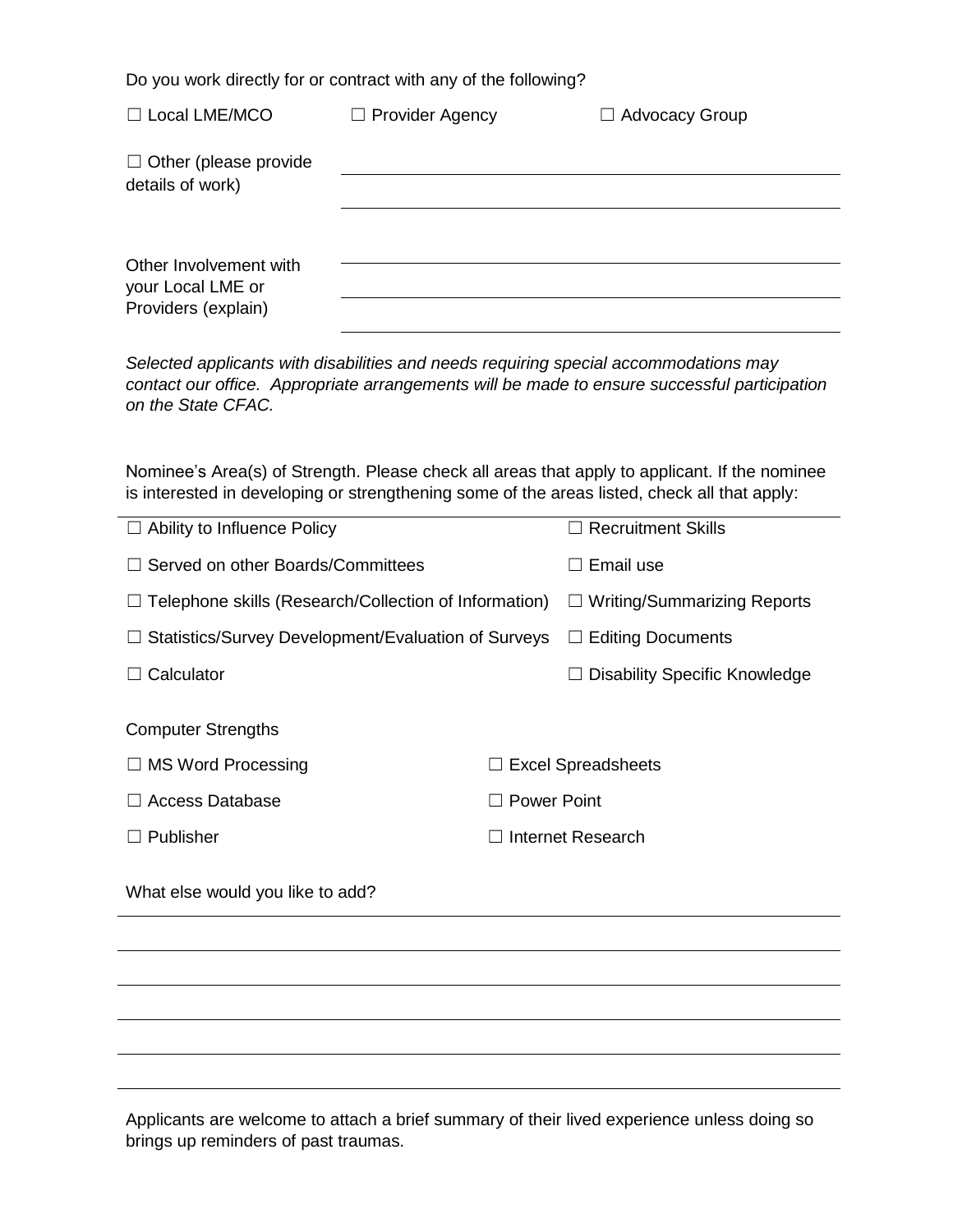Do you work directly for or contract with any of the following?

☐ Local LME/MCO ☐ Provider Agency ☐ Advocacy Group

☐ Other (please provide details of work) \_\_\_\_\_\_\_\_\_\_\_\_\_\_\_\_\_\_\_\_\_\_\_\_\_\_\_\_\_\_\_\_\_\_\_\_\_\_\_\_

Other Involvement with your Local LME or Providers (explain) \_\_\_\_\_\_\_\_\_\_\_\_\_\_\_\_\_\_\_\_\_\_\_\_\_\_\_\_\_\_\_\_\_\_\_\_\_\_\_\_

*Selected applicants with disabilities and needs requiring special accommodations may contact our office. Appropriate arrangements will be made to ensure successful participation on the State CFAC.*

Nominee's Area(s) of Strength. Please check all areas that apply to applicant. If the nominee is interested in developing or strengthening some of the areas listed, check all that apply:

| | |
|---|---|
| ☐ Ability to Influence Policy | ☐ Recruitment Skills |
| ☐ Served on other Boards/Committees | ☐ Email use |
| ☐ Telephone skills (Research/Collection of Information) | ☐ Writing/Summarizing Reports |
| ☐ Statistics/Survey Development/Evaluation of Surveys | ☐ Editing Documents |
| ☐ Calculator | ☐ Disability Specific Knowledge |

Computer Strengths

| | |
|---|---|
| ☐ MS Word Processing | ☐ Excel Spreadsheets |
| ☐ Access Database | ☐ Power Point |
| ☐ Publisher | ☐ Internet Research |

What else would you like to add?

\_\_\_\_\_\_\_\_\_\_\_\_\_\_\_\_\_\_\_\_\_\_\_\_\_\_\_\_\_\_\_\_\_\_\_\_\_\_\_\_

Applicants are welcome to attach a brief summary of their lived experience unless doing so brings up reminders of past traumas.